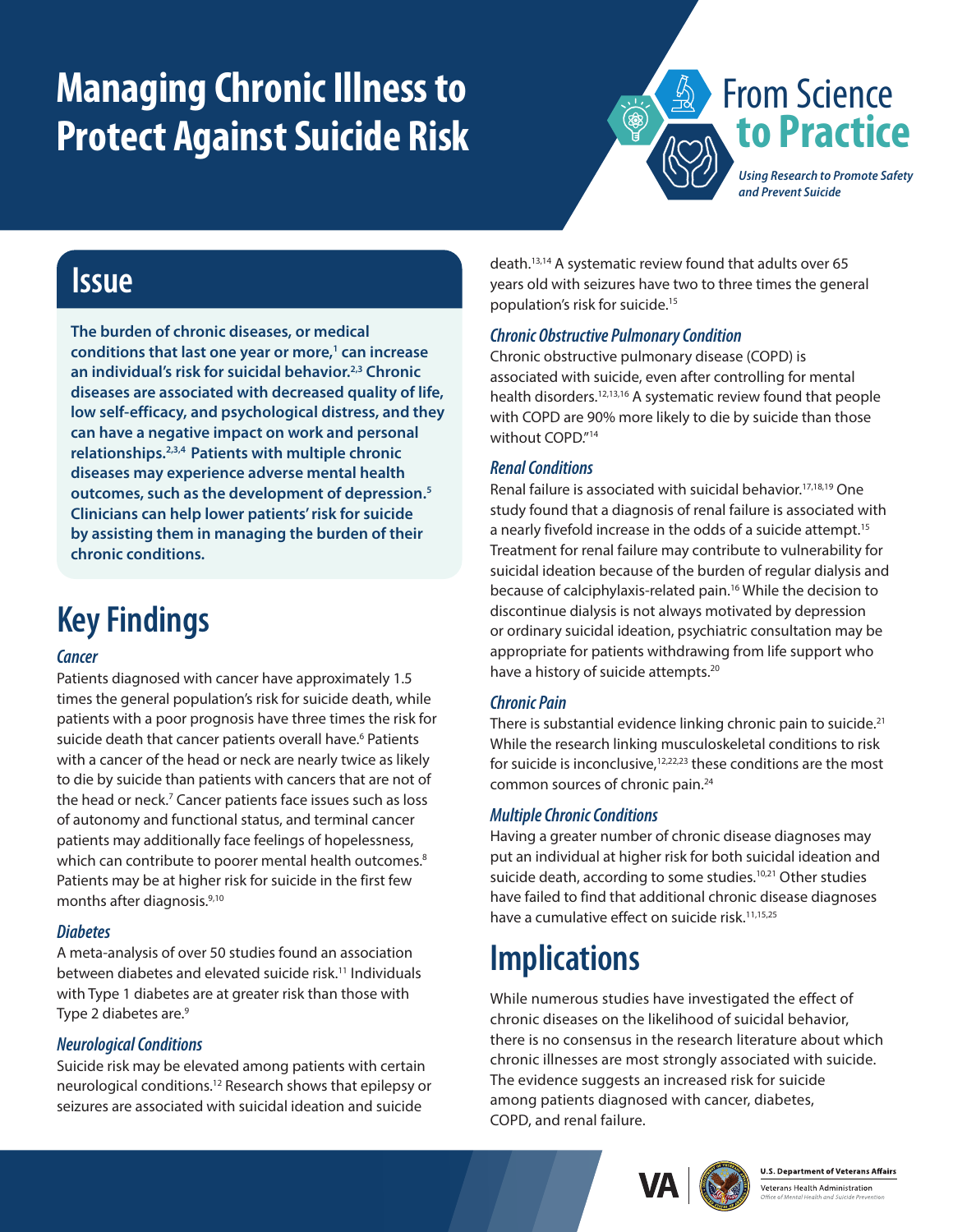# Managing Chronic Illness to Protect Against Suicide Risk

From Science to Practice

*Using Research to Promote Safety and Prevent Suicide*

## Issue

**The burden of chronic diseases, or medical conditions that last one year or more,[1] can increase an individual's risk for suicidal behavior.[2,3] Chronic diseases are associated with decreased quality of life, low self-efficacy, and psychological distress, and they can have a negative impact on work and personal relationships.[2,3,4] Patients with multiple chronic diseases may experience adverse mental health outcomes, such as the development of depression.[5] Clinicians can help lower patients' risk for suicide by assisting them in managing the burden of their chronic conditions.**

## Key Findings

### *Cancer*

Patients diagnosed with cancer have approximately 1.5 times the general population's risk for suicide death, while patients with a poor prognosis have three times the risk for suicide death that cancer patients overall have.[6] Patients with a cancer of the head or neck are nearly twice as likely to die by suicide than patients with cancers that are not of the head or neck.[7] Cancer patients face issues such as loss of autonomy and functional status, and terminal cancer patients may additionally face feelings of hopelessness, which can contribute to poorer mental health outcomes.[8] Patients may be at higher risk for suicide in the first few months after diagnosis.[9,10]

### *Diabetes*

A meta-analysis of over 50 studies found an association between diabetes and elevated suicide risk.[11] Individuals with Type 1 diabetes are at greater risk than those with Type 2 diabetes are.[9]

### *Neurological Conditions*

Suicide risk may be elevated among patients with certain neurological conditions.[12] Research shows that epilepsy or seizures are associated with suicidal ideation and suicide death.[13,14] A systematic review found that adults over 65 years old with seizures have two to three times the general population's risk for suicide.[15]

### *Chronic Obstructive Pulmonary Condition*

Chronic obstructive pulmonary disease (COPD) is associated with suicide, even after controlling for mental health disorders.[12,13,16] A systematic review found that people with COPD are 90% more likely to die by suicide than those without COPD."[14]

### *Renal Conditions*

Renal failure is associated with suicidal behavior.[17,18,19] One study found that a diagnosis of renal failure is associated with a nearly fivefold increase in the odds of a suicide attempt.[15] Treatment for renal failure may contribute to vulnerability for suicidal ideation because of the burden of regular dialysis and because of calciphylaxis-related pain.[16] While the decision to discontinue dialysis is not always motivated by depression or ordinary suicidal ideation, psychiatric consultation may be appropriate for patients withdrawing from life support who have a history of suicide attempts.[20]

### *Chronic Pain*

There is substantial evidence linking chronic pain to suicide.[21] While the research linking musculoskeletal conditions to risk for suicide is inconclusive,[12,22,23] these conditions are the most common sources of chronic pain.[24]

### *Multiple Chronic Conditions*

Having a greater number of chronic disease diagnoses may put an individual at higher risk for both suicidal ideation and suicide death, according to some studies.[10,21] Other studies have failed to find that additional chronic disease diagnoses have a cumulative effect on suicide risk.[11,15,25]

## Implications

While numerous studies have investigated the effect of chronic diseases on the likelihood of suicidal behavior, there is no consensus in the research literature about which chronic illnesses are most strongly associated with suicide. The evidence suggests an increased risk for suicide among patients diagnosed with cancer, diabetes, COPD, and renal failure.

U.S. Department of Veterans Affairs
Veterans Health Administration
Office of Mental Health and Suicide Prevention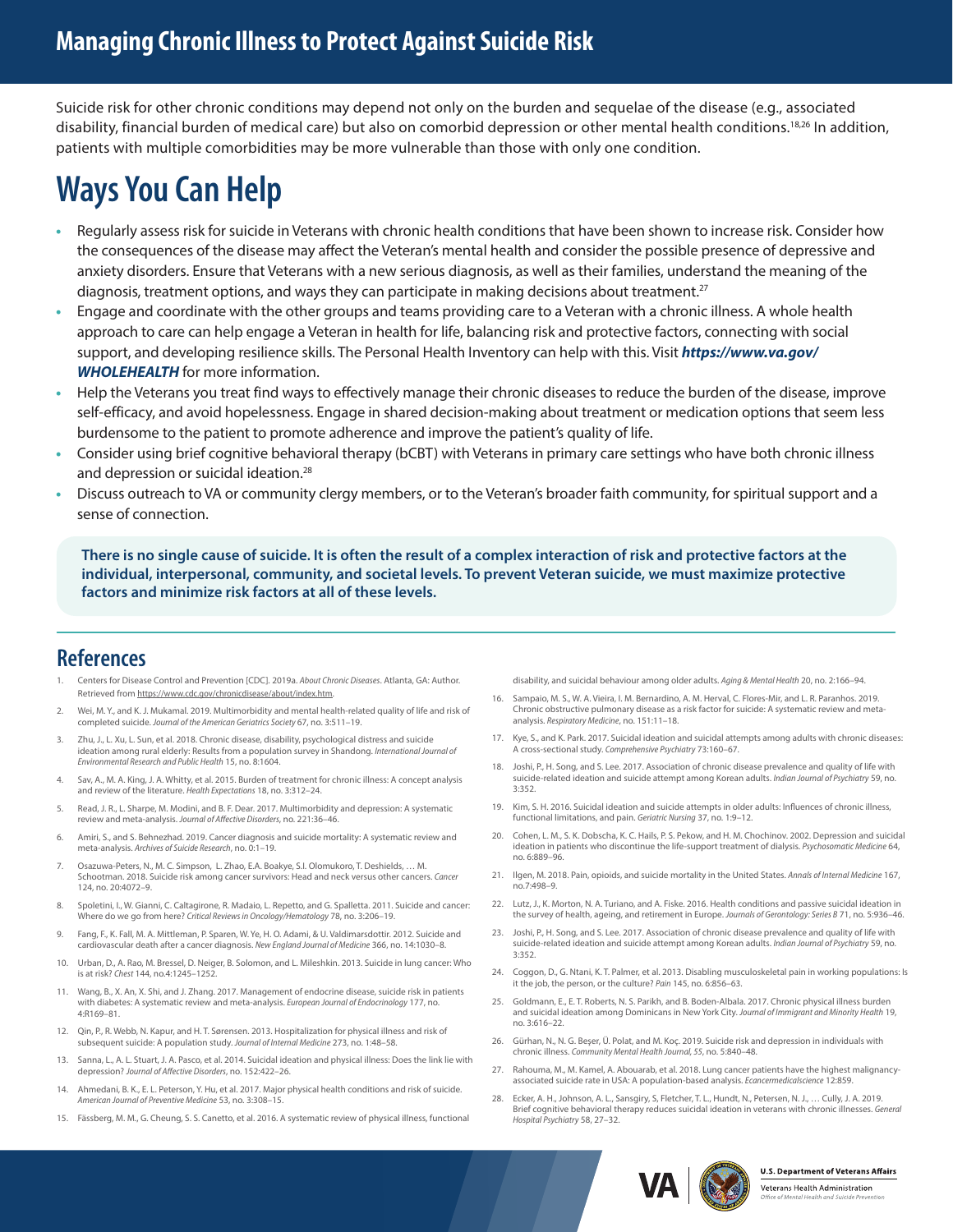## Managing Chronic Illness to Protect Against Suicide Risk

Suicide risk for other chronic conditions may depend not only on the burden and sequelae of the disease (e.g., associated disability, financial burden of medical care) but also on comorbid depression or other mental health conditions.[18,26] In addition, patients with multiple comorbidities may be more vulnerable than those with only one condition.

# Ways You Can Help

- Regularly assess risk for suicide in Veterans with chronic health conditions that have been shown to increase risk. Consider how the consequences of the disease may affect the Veteran's mental health and consider the possible presence of depressive and anxiety disorders. Ensure that Veterans with a new serious diagnosis, as well as their families, understand the meaning of the diagnosis, treatment options, and ways they can participate in making decisions about treatment.[27]
- Engage and coordinate with the other groups and teams providing care to a Veteran with a chronic illness. A whole health approach to care can help engage a Veteran in health for life, balancing risk and protective factors, connecting with social support, and developing resilience skills. The Personal Health Inventory can help with this. Visit ***https://www.va.gov/WHOLEHEALTH*** for more information.
- Help the Veterans you treat find ways to effectively manage their chronic diseases to reduce the burden of the disease, improve self-efficacy, and avoid hopelessness. Engage in shared decision-making about treatment or medication options that seem less burdensome to the patient to promote adherence and improve the patient's quality of life.
- Consider using brief cognitive behavioral therapy (bCBT) with Veterans in primary care settings who have both chronic illness and depression or suicidal ideation.[28]
- Discuss outreach to VA or community clergy members, or to the Veteran's broader faith community, for spiritual support and a sense of connection.

**There is no single cause of suicide. It is often the result of a complex interaction of risk and protective factors at the individual, interpersonal, community, and societal levels. To prevent Veteran suicide, we must maximize protective factors and minimize risk factors at all of these levels.**

## References

1. Centers for Disease Control and Prevention [CDC]. 2019a. *About Chronic Diseases*. Atlanta, GA: Author. Retrieved from https://www.cdc.gov/chronicdisease/about/index.htm.
2. Wei, M. Y., and K. J. Mukamal. 2019. Multimorbidity and mental health-related quality of life and risk of completed suicide. *Journal of the American Geriatrics Society* 67, no. 3:511–19.
3. Zhu, J., L. Xu, L. Sun, et al. 2018. Chronic disease, disability, psychological distress and suicide ideation among rural elderly: Results from a population survey in Shandong. *International Journal of Environmental Research and Public Health* 15, no. 8:1604.
4. Sav, A., M. A. King, J. A. Whitty, et al. 2015. Burden of treatment for chronic illness: A concept analysis and review of the literature. *Health Expectations* 18, no. 3:312–24.
5. Read, J. R., L. Sharpe, M. Modini, and B. F. Dear. 2017. Multimorbidity and depression: A systematic review and meta-analysis. *Journal of Affective Disorders*, no. 221:36–46.
6. Amiri, S., and S. Behnezhad. 2019. Cancer diagnosis and suicide mortality: A systematic review and meta-analysis. *Archives of Suicide Research*, no. 0:1–19.
7. Osazuwa-Peters, N., M. C. Simpson, L. Zhao, E.A. Boakye, S.I. Olomukoro, T. Deshields, … M. Schootman. 2018. Suicide risk among cancer survivors: Head and neck versus other cancers. *Cancer* 124, no. 20:4072–9.
8. Spoletini, I., W. Gianni, C. Caltagirone, R. Madaio, L. Repetto, and G. Spalletta. 2011. Suicide and cancer: Where do we go from here? *Critical Reviews in Oncology/Hematology* 78, no. 3:206–19.
9. Fang, F., K. Fall, M. A. Mittleman, P. Sparen, W. Ye, H. O. Adami, & U. Valdimarsdottir. 2012. Suicide and cardiovascular death after a cancer diagnosis. *New England Journal of Medicine* 366, no. 14:1030–8.
10. Urban, D., A. Rao, M. Bressel, D. Neiger, B. Solomon, and L. Mileshkin. 2013. Suicide in lung cancer: Who is at risk? *Chest* 144, no.4:1245–1252.
11. Wang, B., X. An, X. Shi, and J. Zhang. 2017. Management of endocrine disease, suicide risk in patients with diabetes: A systematic review and meta-analysis. *European Journal of Endocrinology* 177, no. 4:R169–81.
12. Qin, P., R. Webb, N. Kapur, and H. T. Sørensen. 2013. Hospitalization for physical illness and risk of subsequent suicide: A population study. *Journal of Internal Medicine* 273, no. 1:48–58.
13. Sanna, L., A. L. Stuart, J. A. Pasco, et al. 2014. Suicidal ideation and physical illness: Does the link lie with depression? *Journal of Affective Disorders*, no. 152:422–26.
14. Ahmedani, B. K., E. L. Peterson, Y. Hu, et al. 2017. Major physical health conditions and risk of suicide. *American Journal of Preventive Medicine* 53, no. 3:308–15.
15. Fässberg, M. M., G. Cheung, S. S. Canetto, et al. 2016. A systematic review of physical illness, functional disability, and suicidal behaviour among older adults. *Aging & Mental Health* 20, no. 2:166–94.
16. Sampaio, M. S., W. A. Vieira, I. M. Bernardino, A. M. Herval, C. Flores-Mir, and L. R. Paranhos. 2019. Chronic obstructive pulmonary disease as a risk factor for suicide: A systematic review and meta-analysis. *Respiratory Medicine*, no. 151:11–18.
17. Kye, S., and K. Park. 2017. Suicidal ideation and suicidal attempts among adults with chronic diseases: A cross-sectional study. *Comprehensive Psychiatry* 73:160–67.
18. Joshi, P., H. Song, and S. Lee. 2017. Association of chronic disease prevalence and quality of life with suicide-related ideation and suicide attempt among Korean adults. *Indian Journal of Psychiatry* 59, no. 3:352.
19. Kim, S. H. 2016. Suicidal ideation and suicide attempts in older adults: Influences of chronic illness, functional limitations, and pain. *Geriatric Nursing* 37, no. 1:9–12.
20. Cohen, L. M., S. K. Dobscha, K. C. Hails, P. S. Pekow, and H. M. Chochinov. 2002. Depression and suicidal ideation in patients who discontinue the life-support treatment of dialysis. *Psychosomatic Medicine* 64, no. 6:889–96.
21. Ilgen, M. 2018. Pain, opioids, and suicide mortality in the United States. *Annals of Internal Medicine* 167, no.7:498–9.
22. Lutz, J., K. Morton, N. A. Turiano, and A. Fiske. 2016. Health conditions and passive suicidal ideation in the survey of health, ageing, and retirement in Europe. *Journals of Gerontology: Series B* 71, no. 5:936–46.
23. Joshi, P., H. Song, and S. Lee. 2017. Association of chronic disease prevalence and quality of life with suicide-related ideation and suicide attempt among Korean adults. *Indian Journal of Psychiatry* 59, no. 3:352.
24. Coggon, D., G. Ntani, K. T. Palmer, et al. 2013. Disabling musculoskeletal pain in working populations: Is it the job, the person, or the culture? *Pain* 145, no. 6:856–63.
25. Goldmann, E., E. T. Roberts, N. S. Parikh, and B. Boden-Albala. 2017. Chronic physical illness burden and suicidal ideation among Dominicans in New York City. *Journal of Immigrant and Minority Health* 19, no. 3:616–22.
26. Gürhan, N., N. G. Beşer, Ü. Polat, and M. Koç. 2019. Suicide risk and depression in individuals with chronic illness. *Community Mental Health Journal, 55*, no. 5:840–48.
27. Rahouma, M., M. Kamel, A. Abouarab, et al. 2018. Lung cancer patients have the highest malignancy-associated suicide rate in USA: A population-based analysis. *Ecancermedicalscience* 12:859.
28. Ecker, A. H., Johnson, A. L., Sansgiry, S, Fletcher, T. L., Hundt, N., Petersen, N. J., … Cully, J. A. 2019. Brief cognitive behavioral therapy reduces suicidal ideation in veterans with chronic illnesses. *General Hospital Psychiatry* 58, 27–32.

U.S. Department of Veterans Affairs
Veterans Health Administration
Office of Mental Health and Suicide Prevention